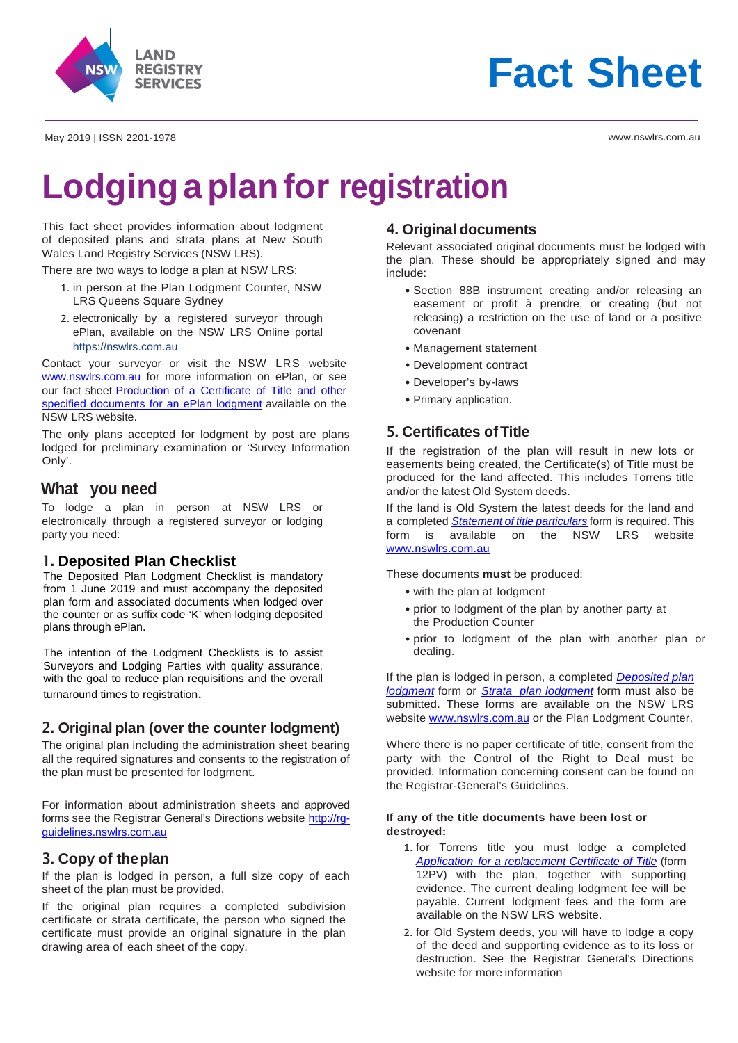LAND REGISTRY SERVICES

# Fact Sheet

May 2019 | ISSN 2201-1978

www.nswlrs.com.au

# Lodging a plan for registration

This fact sheet provides information about lodgment of deposited plans and strata plans at New South Wales Land Registry Services (NSW LRS).

There are two ways to lodge a plan at NSW LRS:

1. in person at the Plan Lodgment Counter, NSW LRS Queens Square Sydney
2. electronically by a registered surveyor through ePlan, available on the NSW LRS Online portal https://nswlrs.com.au

Contact your surveyor or visit the NSW LRS website www.nswlrs.com.au for more information on ePlan, or see our fact sheet Production of a Certificate of Title and other specified documents for an ePlan lodgment available on the NSW LRS website.

The only plans accepted for lodgment by post are plans lodged for preliminary examination or 'Survey Information Only'.

## What you need

To lodge a plan in person at NSW LRS or electronically through a registered surveyor or lodging party you need:

### 1. Deposited Plan Checklist

The Deposited Plan Lodgment Checklist is mandatory from 1 June 2019 and must accompany the deposited plan form and associated documents when lodged over the counter or as suffix code 'K' when lodging deposited plans through ePlan.

The intention of the Lodgment Checklists is to assist Surveyors and Lodging Parties with quality assurance, with the goal to reduce plan requisitions and the overall turnaround times to registration.

### 2. Original plan (over the counter lodgment)

The original plan including the administration sheet bearing all the required signatures and consents to the registration of the plan must be presented for lodgment.

For information about administration sheets and approved forms see the Registrar General's Directions website http://rg-guidelines.nswlrs.com.au

### 3. Copy of the plan

If the plan is lodged in person, a full size copy of each sheet of the plan must be provided.

If the original plan requires a completed subdivision certificate or strata certificate, the person who signed the certificate must provide an original signature in the plan drawing area of each sheet of the copy.

### 4. Original documents

Relevant associated original documents must be lodged with the plan. These should be appropriately signed and may include:

- Section 88B instrument creating and/or releasing an easement or profit à prendre, or creating (but not releasing) a restriction on the use of land or a positive covenant
- Management statement
- Development contract
- Developer's by-laws
- Primary application.

### 5. Certificates of Title

If the registration of the plan will result in new lots or easements being created, the Certificate(s) of Title must be produced for the land affected. This includes Torrens title and/or the latest Old System deeds.

If the land is Old System the latest deeds for the land and a completed *Statement of title particulars* form is required. This form is available on the NSW LRS website www.nswlrs.com.au

These documents **must** be produced:

- with the plan at lodgment
- prior to lodgment of the plan by another party at the Production Counter
- prior to lodgment of the plan with another plan or dealing.

If the plan is lodged in person, a completed *Deposited plan lodgment* form or *Strata plan lodgment* form must also be submitted. These forms are available on the NSW LRS website www.nswlrs.com.au or the Plan Lodgment Counter.

Where there is no paper certificate of title, consent from the party with the Control of the Right to Deal must be provided. Information concerning consent can be found on the Registrar-General's Guidelines.

**If any of the title documents have been lost or destroyed:**

1. for Torrens title you must lodge a completed *Application for a replacement Certificate of Title* (form 12PV) with the plan, together with supporting evidence. The current dealing lodgment fee will be payable. Current lodgment fees and the form are available on the NSW LRS website.
2. for Old System deeds, you will have to lodge a copy of the deed and supporting evidence as to its loss or destruction. See the Registrar General's Directions website for more information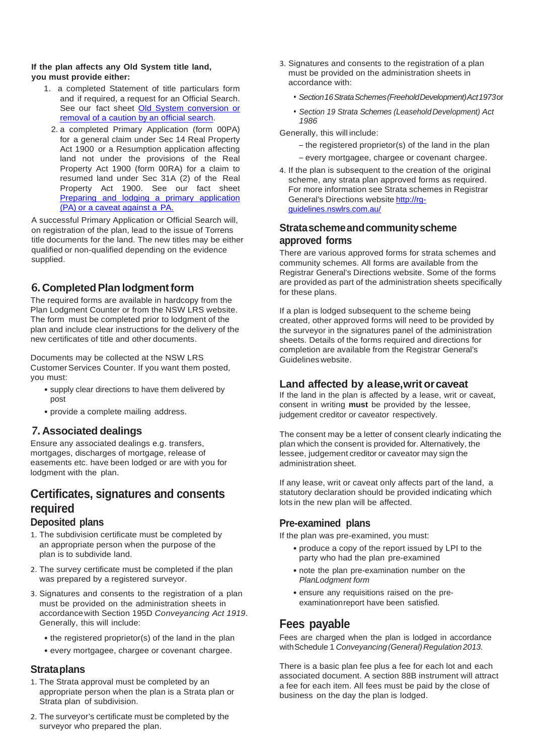**If the plan affects any Old System title land, you must provide either:**

1. a completed Statement of title particulars form and if required, a request for an Official Search. See our fact sheet Old System conversion or removal of a caution by an official search.
2. a completed Primary Application (form 00PA) for a general claim under Sec 14 Real Property Act 1900 or a Resumption application affecting land not under the provisions of the Real Property Act 1900 (form 00RA) for a claim to resumed land under Sec 31A (2) of the Real Property Act 1900. See our fact sheet Preparing and lodging a primary application (PA) or a caveat against a PA.

A successful Primary Application or Official Search will, on registration of the plan, lead to the issue of Torrens title documents for the land. The new titles may be either qualified or non-qualified depending on the evidence supplied.

## 6. Completed Plan lodgment form

The required forms are available in hardcopy from the Plan Lodgment Counter or from the NSW LRS website. The form must be completed prior to lodgment of the plan and include clear instructions for the delivery of the new certificates of title and other documents.

Documents may be collected at the NSW LRS Customer Services Counter. If you want them posted, you must:

- supply clear directions to have them delivered by post
- provide a complete mailing address.

## 7. Associated dealings

Ensure any associated dealings e.g. transfers, mortgages, discharges of mortgage, release of easements etc. have been lodged or are with you for lodgment with the plan.

## Certificates, signatures and consents required

### Deposited plans

1. The subdivision certificate must be completed by an appropriate person when the purpose of the plan is to subdivide land.
2. The survey certificate must be completed if the plan was prepared by a registered surveyor.
3. Signatures and consents to the registration of a plan must be provided on the administration sheets in accordance with Section 195D *Conveyancing Act 1919*. Generally, this will include:
   - the registered proprietor(s) of the land in the plan
   - every mortgagee, chargee or covenant chargee.

### Strata plans

1. The Strata approval must be completed by an appropriate person when the plan is a Strata plan or Strata plan of subdivision.
2. The surveyor's certificate must be completed by the surveyor who prepared the plan.
3. Signatures and consents to the registration of a plan must be provided on the administration sheets in accordance with:
   - *Section 16 Strata Schemes (Freehold Development) Act 1973* or
   - *Section 19 Strata Schemes (Leasehold Development) Act 1986*

   Generally, this will include:
   - the registered proprietor(s) of the land in the plan
   - every mortgagee, chargee or covenant chargee.
4. If the plan is subsequent to the creation of the original scheme, any strata plan approved forms as required. For more information see Strata schemes in Registrar General's Directions website http://rg-guidelines.nswlrs.com.au/

### Strata scheme and community scheme approved forms

There are various approved forms for strata schemes and community schemes. All forms are available from the Registrar General's Directions website. Some of the forms are provided as part of the administration sheets specifically for these plans.

If a plan is lodged subsequent to the scheme being created, other approved forms will need to be provided by the surveyor in the signatures panel of the administration sheets. Details of the forms required and directions for completion are available from the Registrar General's Guidelines website.

### Land affected by a lease, writ or caveat

If the land in the plan is affected by a lease, writ or caveat, consent in writing **must** be provided by the lessee, judgement creditor or caveator respectively.

The consent may be a letter of consent clearly indicating the plan which the consent is provided for. Alternatively, the lessee, judgement creditor or caveator may sign the administration sheet.

If any lease, writ or caveat only affects part of the land, a statutory declaration should be provided indicating which lots in the new plan will be affected.

### Pre-examined plans

If the plan was pre-examined, you must:

- produce a copy of the report issued by LPI to the party who had the plan pre-examined
- note the plan pre-examination number on the *Plan Lodgment form*
- ensure any requisitions raised on the pre-examination report have been satisfied.

## Fees payable

Fees are charged when the plan is lodged in accordance with Schedule 1 *Conveyancing (General) Regulation 2013.*

There is a basic plan fee plus a fee for each lot and each associated document. A section 88B instrument will attract a fee for each item. All fees must be paid by the close of business on the day the plan is lodged.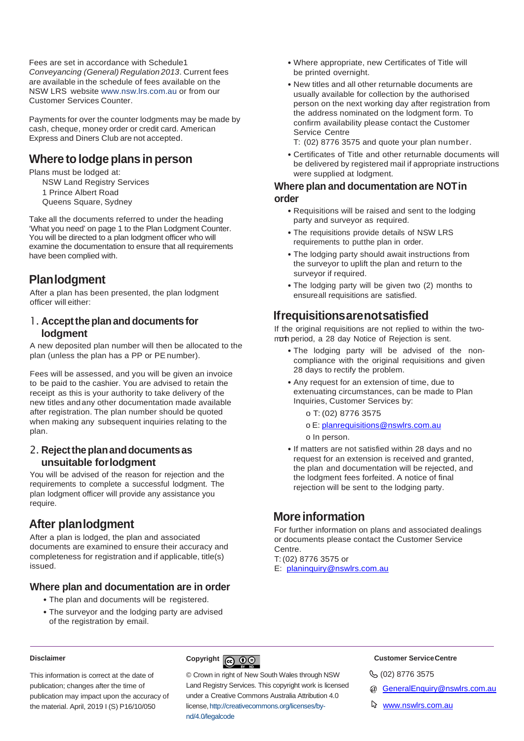Fees are set in accordance with Schedule1 *Conveyancing (General) Regulation 2013*. Current fees are available in the schedule of fees available on the NSW LRS website www.nsw.lrs.com.au or from our Customer Services Counter.

Payments for over the counter lodgments may be made by cash, cheque, money order or credit card. American Express and Diners Club are not accepted.

## Where to lodge plans in person

Plans must be lodged at:

NSW Land Registry Services
1 Prince Albert Road
Queens Square, Sydney

Take all the documents referred to under the heading 'What you need' on page 1 to the Plan Lodgment Counter. You will be directed to a plan lodgment officer who will examine the documentation to ensure that all requirements have been complied with.

## Plan lodgment

After a plan has been presented, the plan lodgment officer will either:

### 1. Accept the plan and documents for lodgment

A new deposited plan number will then be allocated to the plan (unless the plan has a PP or PE number).

Fees will be assessed, and you will be given an invoice to be paid to the cashier. You are advised to retain the receipt as this is your authority to take delivery of the new titles and any other documentation made available after registration. The plan number should be quoted when making any subsequent inquiries relating to the plan.

### 2. Reject the plan and documents as unsuitable for lodgment

You will be advised of the reason for rejection and the requirements to complete a successful lodgment. The plan lodgment officer will provide any assistance you require.

## After plan lodgment

After a plan is lodged, the plan and associated documents are examined to ensure their accuracy and completeness for registration and if applicable, title(s) issued.

### Where plan and documentation are in order

- The plan and documents will be registered.
- The surveyor and the lodging party are advised of the registration by email.
- Where appropriate, new Certificates of Title will be printed overnight.
- New titles and all other returnable documents are usually available for collection by the authorised person on the next working day after registration from the address nominated on the lodgment form. To confirm availability please contact the Customer Service Centre
  T: (02) 8776 3575 and quote your plan number.
- Certificates of Title and other returnable documents will be delivered by registered mail if appropriate instructions were supplied at lodgment.

### Where plan and documentation are NOT in order

- Requisitions will be raised and sent to the lodging party and surveyor as required.
- The requisitions provide details of NSW LRS requirements to put the plan in order.
- The lodging party should await instructions from the surveyor to uplift the plan and return to the surveyor if required.
- The lodging party will be given two (2) months to ensure all requisitions are satisfied.

## If requisitions are not satisfied

If the original requisitions are not replied to within the two-month period, a 28 day Notice of Rejection is sent.

- The lodging party will be advised of the non-compliance with the original requisitions and given 28 days to rectify the problem.
- Any request for an extension of time, due to extenuating circumstances, can be made to Plan Inquiries, Customer Services by:
  - T: (02) 8776 3575
  - E: planrequisitions@nswlrs.com.au
  - In person.
- If matters are not satisfied within 28 days and no request for an extension is received and granted, the plan and documentation will be rejected, and the lodgment fees forfeited. A notice of final rejection will be sent to the lodging party.

## More information

For further information on plans and associated dealings or documents please contact the Customer Service Centre.

T: (02) 8776 3575 or
E: planinquiry@nswlrs.com.au

**Disclaimer**

This information is correct at the date of publication; changes after the time of publication may impact upon the accuracy of the material. April, 2019 I (S) P16/10/050

**Copyright**

© Crown in right of New South Wales through NSW Land Registry Services. This copyright work is licensed under a Creative Commons Australia Attribution 4.0 license, http://creativecommons.org/licenses/by-nd/4.0/legalcode

**Customer Service Centre**

(02) 8776 3575
GeneralEnquiry@nswlrs.com.au
www.nswlrs.com.au